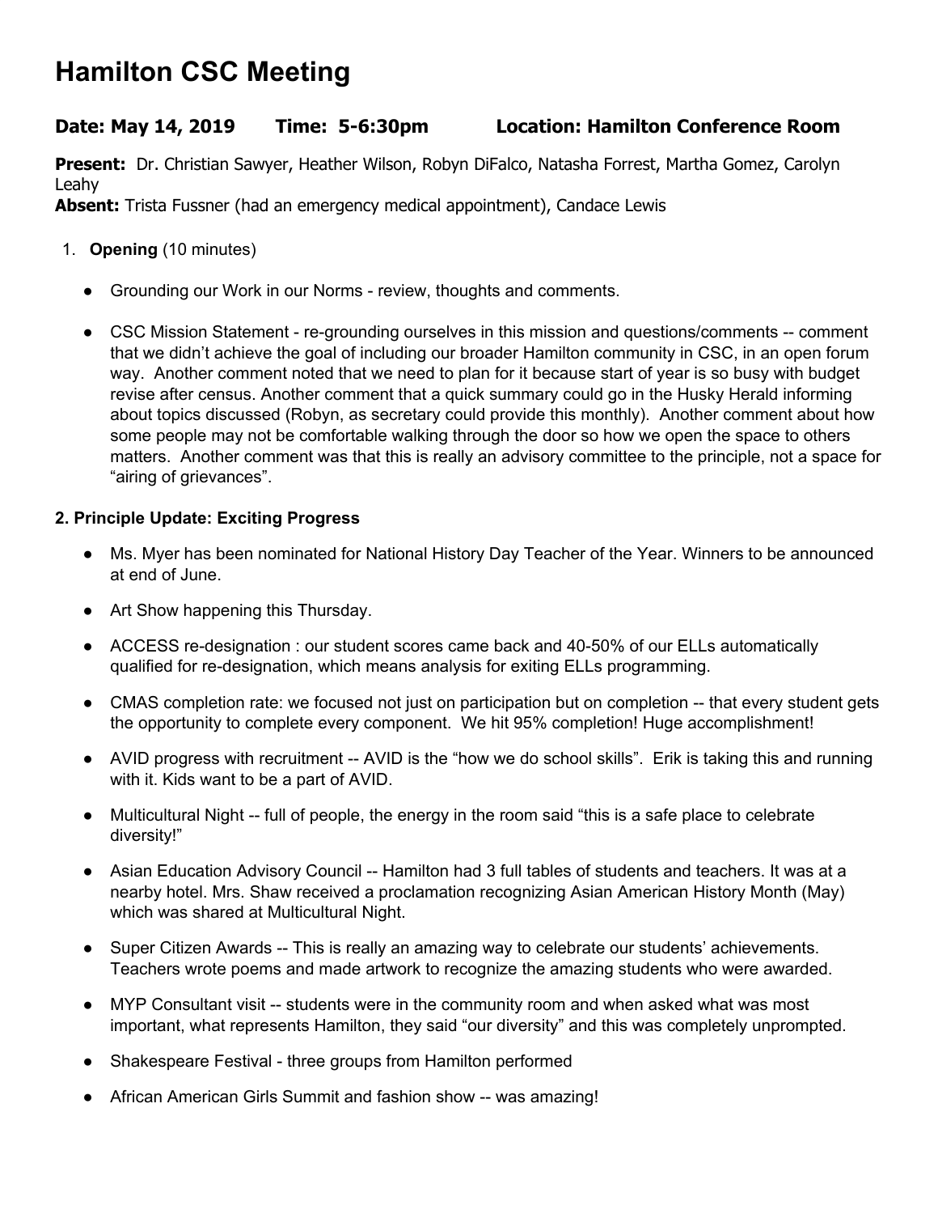# Hamilton CSC Meeting

### Date: May 14, 2019 Time: 5-6:30pm Location: Hamilton Conference Room

**Present:** Dr. Christian Sawyer, Heather Wilson, Robyn DiFalco, Natasha Forrest, Martha Gomez, Carolyn Leahy
**Absent:** Trista Fussner (had an emergency medical appointment), Candace Lewis

1. **Opening** (10 minutes)

- Grounding our Work in our Norms - review, thoughts and comments.
- CSC Mission Statement - re-grounding ourselves in this mission and questions/comments -- comment that we didn't achieve the goal of including our broader Hamilton community in CSC, in an open forum way. Another comment noted that we need to plan for it because start of year is so busy with budget revise after census. Another comment that a quick summary could go in the Husky Herald informing about topics discussed (Robyn, as secretary could provide this monthly). Another comment about how some people may not be comfortable walking through the door so how we open the space to others matters. Another comment was that this is really an advisory committee to the principle, not a space for "airing of grievances".

**2. Principle Update: Exciting Progress**

- Ms. Myer has been nominated for National History Day Teacher of the Year. Winners to be announced at end of June.
- Art Show happening this Thursday.
- ACCESS re-designation : our student scores came back and 40-50% of our ELLs automatically qualified for re-designation, which means analysis for exiting ELLs programming.
- CMAS completion rate: we focused not just on participation but on completion -- that every student gets the opportunity to complete every component. We hit 95% completion! Huge accomplishment!
- AVID progress with recruitment -- AVID is the "how we do school skills". Erik is taking this and running with it. Kids want to be a part of AVID.
- Multicultural Night -- full of people, the energy in the room said "this is a safe place to celebrate diversity!"
- Asian Education Advisory Council -- Hamilton had 3 full tables of students and teachers. It was at a nearby hotel. Mrs. Shaw received a proclamation recognizing Asian American History Month (May) which was shared at Multicultural Night.
- Super Citizen Awards -- This is really an amazing way to celebrate our students' achievements. Teachers wrote poems and made artwork to recognize the amazing students who were awarded.
- MYP Consultant visit -- students were in the community room and when asked what was most important, what represents Hamilton, they said "our diversity" and this was completely unprompted.
- Shakespeare Festival - three groups from Hamilton performed
- African American Girls Summit and fashion show -- was amazing!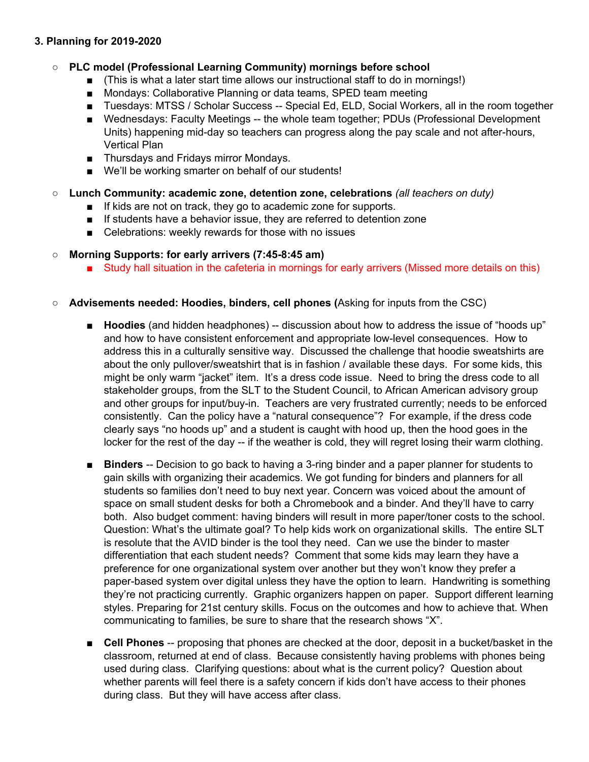### 3. Planning for 2019-2020

- **PLC model (Professional Learning Community) mornings before school**
  - (This is what a later start time allows our instructional staff to do in mornings!)
  - Mondays: Collaborative Planning or data teams, SPED team meeting
  - Tuesdays: MTSS / Scholar Success -- Special Ed, ELD, Social Workers, all in the room together
  - Wednesdays: Faculty Meetings -- the whole team together; PDUs (Professional Development Units) happening mid-day so teachers can progress along the pay scale and not after-hours, Vertical Plan
  - Thursdays and Fridays mirror Mondays.
  - We'll be working smarter on behalf of our students!

- **Lunch Community: academic zone, detention zone, celebrations** *(all teachers on duty)*
  - If kids are not on track, they go to academic zone for supports.
  - If students have a behavior issue, they are referred to detention zone
  - Celebrations: weekly rewards for those with no issues

- **Morning Supports: for early arrivers (7:45-8:45 am)**
  - Study hall situation in the cafeteria in mornings for early arrivers (Missed more details on this)

- **Advisements needed: Hoodies, binders, cell phones (**Asking for inputs from the CSC)

  - **Hoodies** (and hidden headphones) -- discussion about how to address the issue of "hoods up" and how to have consistent enforcement and appropriate low-level consequences. How to address this in a culturally sensitive way. Discussed the challenge that hoodie sweatshirts are about the only pullover/sweatshirt that is in fashion / available these days. For some kids, this might be only warm "jacket" item. It's a dress code issue. Need to bring the dress code to all stakeholder groups, from the SLT to the Student Council, to African American advisory group and other groups for input/buy-in. Teachers are very frustrated currently; needs to be enforced consistently. Can the policy have a "natural consequence"? For example, if the dress code clearly says "no hoods up" and a student is caught with hood up, then the hood goes in the locker for the rest of the day -- if the weather is cold, they will regret losing their warm clothing.

  - **Binders** -- Decision to go back to having a 3-ring binder and a paper planner for students to gain skills with organizing their academics. We got funding for binders and planners for all students so families don't need to buy next year. Concern was voiced about the amount of space on small student desks for both a Chromebook and a binder. And they'll have to carry both. Also budget comment: having binders will result in more paper/toner costs to the school. Question: What's the ultimate goal? To help kids work on organizational skills. The entire SLT is resolute that the AVID binder is the tool they need. Can we use the binder to master differentiation that each student needs? Comment that some kids may learn they have a preference for one organizational system over another but they won't know they prefer a paper-based system over digital unless they have the option to learn. Handwriting is something they're not practicing currently. Graphic organizers happen on paper. Support different learning styles. Preparing for 21st century skills. Focus on the outcomes and how to achieve that. When communicating to families, be sure to share that the research shows "X".

  - **Cell Phones** -- proposing that phones are checked at the door, deposit in a bucket/basket in the classroom, returned at end of class. Because consistently having problems with phones being used during class. Clarifying questions: about what is the current policy? Question about whether parents will feel there is a safety concern if kids don't have access to their phones during class. But they will have access after class.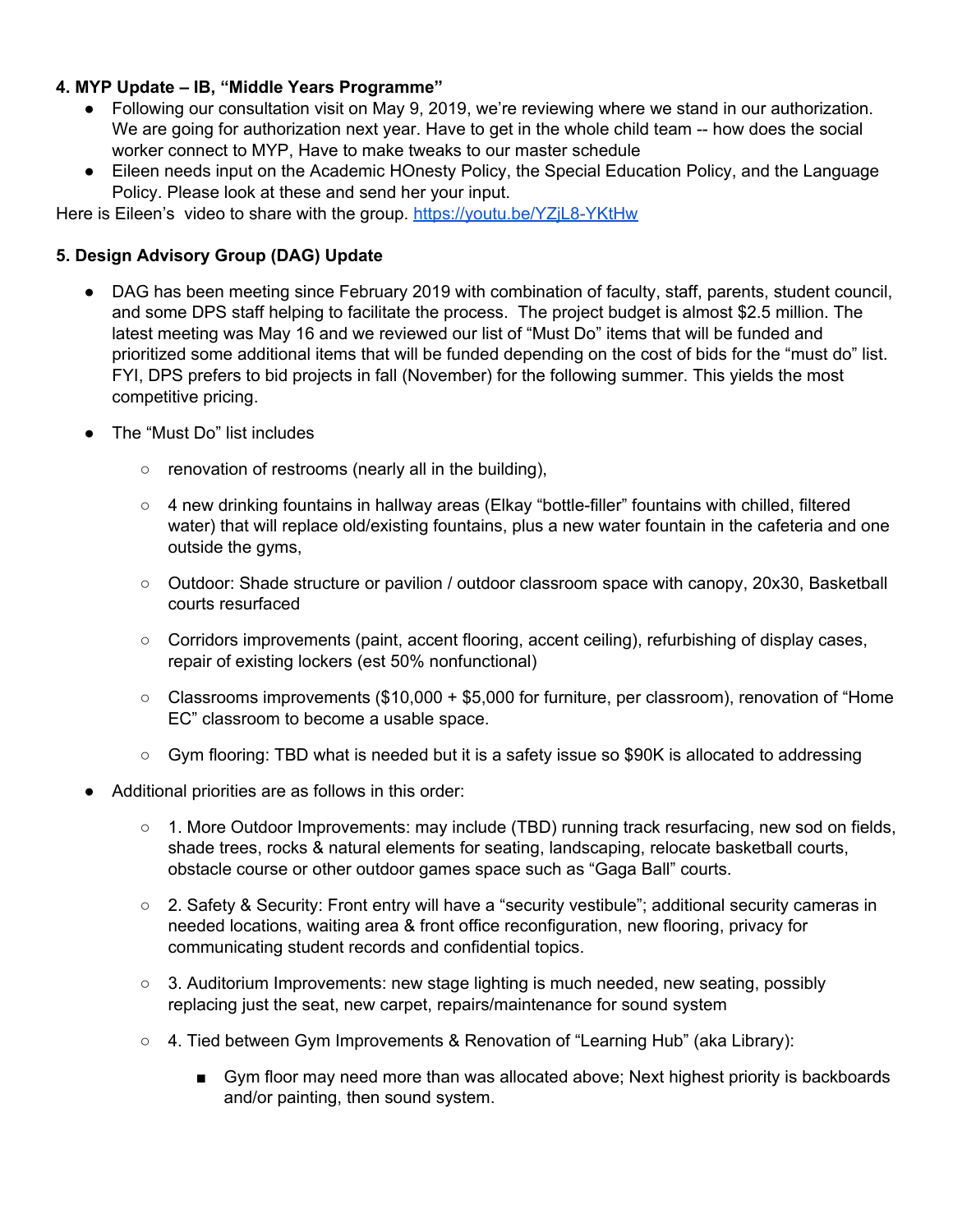**4. MYP Update – IB, "Middle Years Programme"**

- Following our consultation visit on May 9, 2019, we're reviewing where we stand in our authorization. We are going for authorization next year. Have to get in the whole child team -- how does the social worker connect to MYP, Have to make tweaks to our master schedule
- Eileen needs input on the Academic HOnesty Policy, the Special Education Policy, and the Language Policy. Please look at these and send her your input.

Here is Eileen's video to share with the group. https://youtu.be/YZjL8-YKtHw

**5. Design Advisory Group (DAG) Update**

- DAG has been meeting since February 2019 with combination of faculty, staff, parents, student council, and some DPS staff helping to facilitate the process. The project budget is almost $2.5 million. The latest meeting was May 16 and we reviewed our list of "Must Do" items that will be funded and prioritized some additional items that will be funded depending on the cost of bids for the "must do" list. FYI, DPS prefers to bid projects in fall (November) for the following summer. This yields the most competitive pricing.
- The "Must Do" list includes
    - renovation of restrooms (nearly all in the building),
    - 4 new drinking fountains in hallway areas (Elkay "bottle-filler" fountains with chilled, filtered water) that will replace old/existing fountains, plus a new water fountain in the cafeteria and one outside the gyms,
    - Outdoor: Shade structure or pavilion / outdoor classroom space with canopy, 20x30, Basketball courts resurfaced
    - Corridors improvements (paint, accent flooring, accent ceiling), refurbishing of display cases, repair of existing lockers (est 50% nonfunctional)
    - Classrooms improvements ($10,000 + $5,000 for furniture, per classroom), renovation of "Home EC" classroom to become a usable space.
    - Gym flooring: TBD what is needed but it is a safety issue so $90K is allocated to addressing
- Additional priorities are as follows in this order:
    - 1. More Outdoor Improvements: may include (TBD) running track resurfacing, new sod on fields, shade trees, rocks & natural elements for seating, landscaping, relocate basketball courts, obstacle course or other outdoor games space such as "Gaga Ball" courts.
    - 2. Safety & Security: Front entry will have a "security vestibule"; additional security cameras in needed locations, waiting area & front office reconfiguration, new flooring, privacy for communicating student records and confidential topics.
    - 3. Auditorium Improvements: new stage lighting is much needed, new seating, possibly replacing just the seat, new carpet, repairs/maintenance for sound system
    - 4. Tied between Gym Improvements & Renovation of "Learning Hub" (aka Library):
        - Gym floor may need more than was allocated above; Next highest priority is backboards and/or painting, then sound system.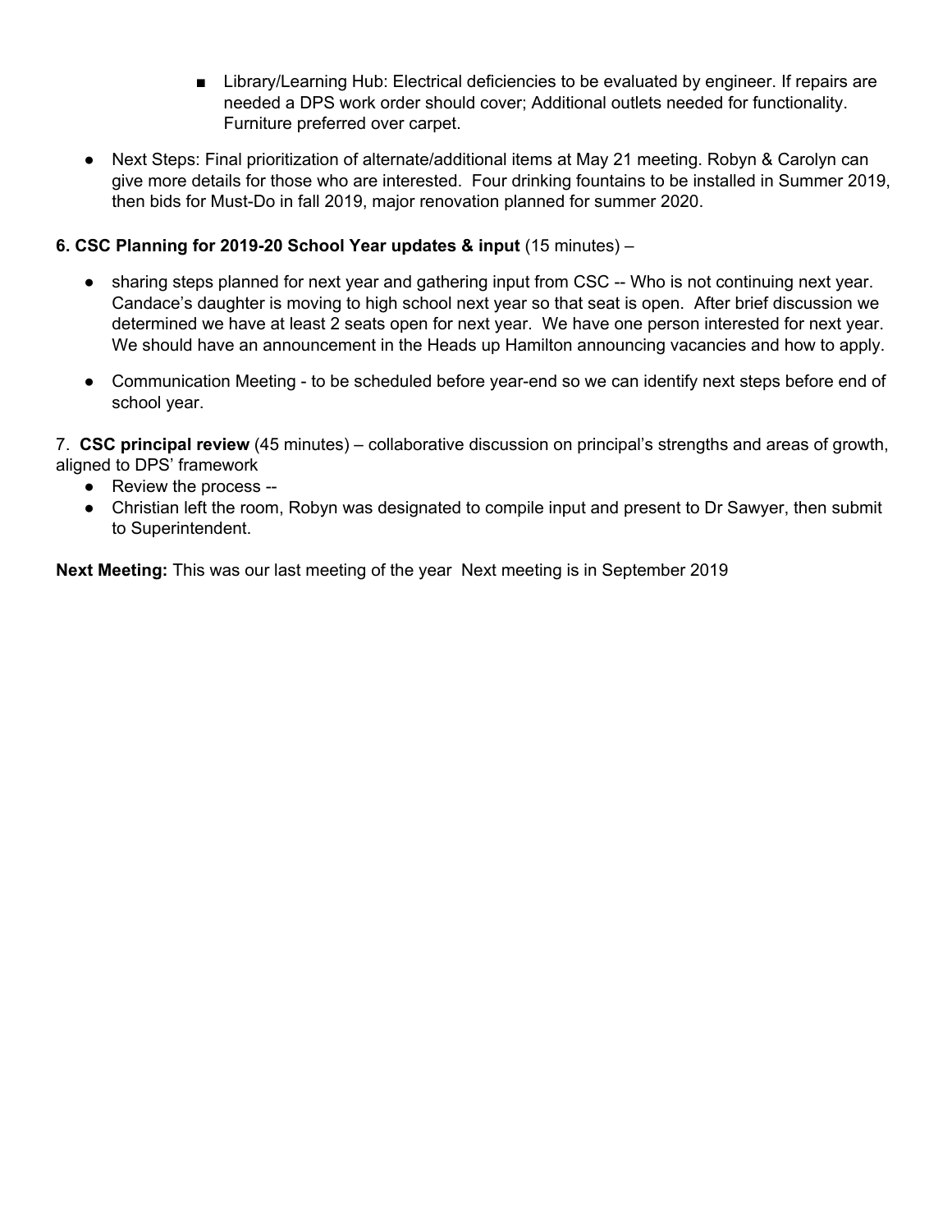- Library/Learning Hub: Electrical deficiencies to be evaluated by engineer. If repairs are needed a DPS work order should cover; Additional outlets needed for functionality. Furniture preferred over carpet.

- Next Steps: Final prioritization of alternate/additional items at May 21 meeting. Robyn & Carolyn can give more details for those who are interested. Four drinking fountains to be installed in Summer 2019, then bids for Must-Do in fall 2019, major renovation planned for summer 2020.

**6. CSC Planning for 2019-20 School Year updates & input** (15 minutes) –

- sharing steps planned for next year and gathering input from CSC -- Who is not continuing next year. Candace's daughter is moving to high school next year so that seat is open. After brief discussion we determined we have at least 2 seats open for next year. We have one person interested for next year. We should have an announcement in the Heads up Hamilton announcing vacancies and how to apply.

- Communication Meeting - to be scheduled before year-end so we can identify next steps before end of school year.

7. **CSC principal review** (45 minutes) – collaborative discussion on principal's strengths and areas of growth, aligned to DPS' framework

- Review the process --
- Christian left the room, Robyn was designated to compile input and present to Dr Sawyer, then submit to Superintendent.

**Next Meeting:** This was our last meeting of the year Next meeting is in September 2019